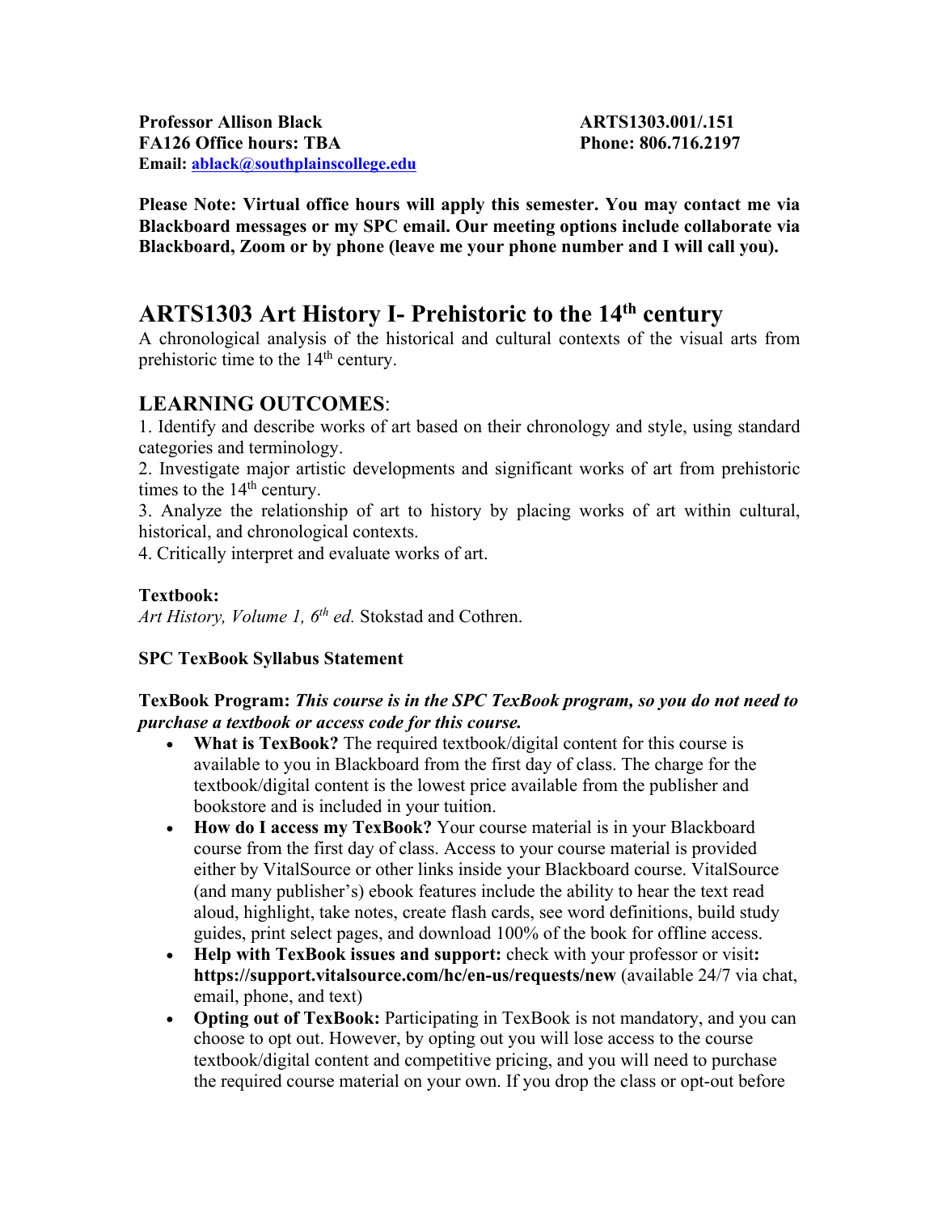**Professor Allison Black** | **ARTS1303.001/.151**
**FA126 Office hours: TBA** | **Phone: 806.716.2197**
**Email: [ablack@southplainscollege.edu](mailto:ablack@southplainscollege.edu)**

**Please Note: Virtual office hours will apply this semester. You may contact me via Blackboard messages or my SPC email. Our meeting options include collaborate via Blackboard, Zoom or by phone (leave me your phone number and I will call you).**

# ARTS1303 Art History I- Prehistoric to the 14th century

A chronological analysis of the historical and cultural contexts of the visual arts from prehistoric time to the 14th century.

## LEARNING OUTCOMES:

1. Identify and describe works of art based on their chronology and style, using standard categories and terminology.
2. Investigate major artistic developments and significant works of art from prehistoric times to the 14th century.
3. Analyze the relationship of art to history by placing works of art within cultural, historical, and chronological contexts.
4. Critically interpret and evaluate works of art.

**Textbook:**
*Art History, Volume 1, 6th ed.* Stokstad and Cothren.

**SPC TexBook Syllabus Statement**

**TexBook Program:** ***This course is in the SPC TexBook program, so you do not need to purchase a textbook or access code for this course.***

- **What is TexBook?** The required textbook/digital content for this course is available to you in Blackboard from the first day of class. The charge for the textbook/digital content is the lowest price available from the publisher and bookstore and is included in your tuition.
- **How do I access my TexBook?** Your course material is in your Blackboard course from the first day of class. Access to your course material is provided either by VitalSource or other links inside your Blackboard course. VitalSource (and many publisher's) ebook features include the ability to hear the text read aloud, highlight, take notes, create flash cards, see word definitions, build study guides, print select pages, and download 100% of the book for offline access.
- **Help with TexBook issues and support:** check with your professor or visit**: https://support.vitalsource.com/hc/en-us/requests/new** (available 24/7 via chat, email, phone, and text)
- **Opting out of TexBook:** Participating in TexBook is not mandatory, and you can choose to opt out. However, by opting out you will lose access to the course textbook/digital content and competitive pricing, and you will need to purchase the required course material on your own. If you drop the class or opt-out before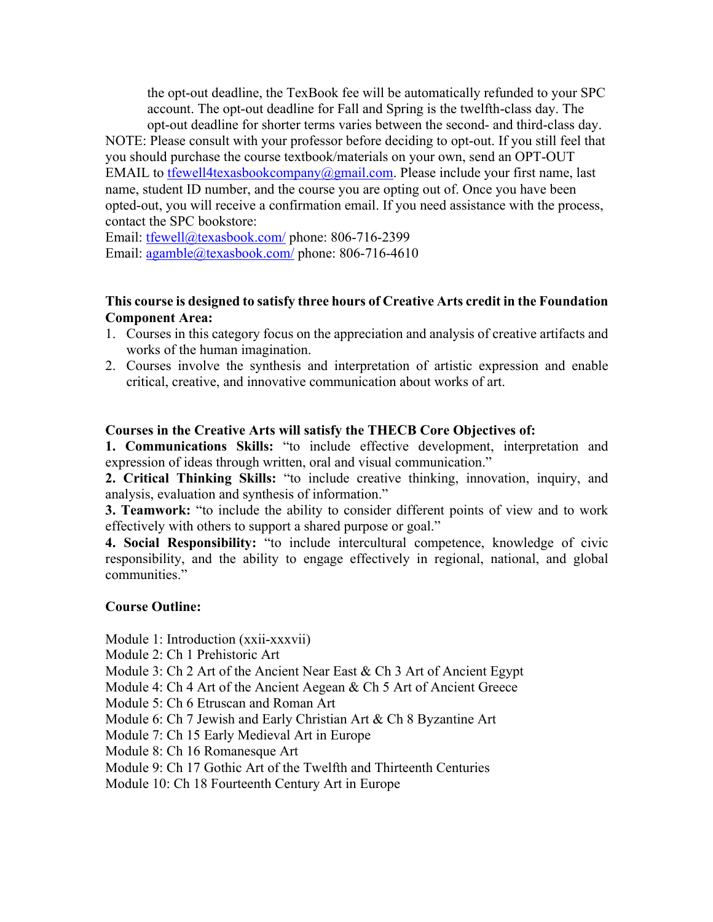the opt-out deadline, the TexBook fee will be automatically refunded to your SPC account. The opt-out deadline for Fall and Spring is the twelfth-class day. The opt-out deadline for shorter terms varies between the second- and third-class day.

NOTE: Please consult with your professor before deciding to opt-out. If you still feel that you should purchase the course textbook/materials on your own, send an OPT-OUT EMAIL to tfewell4texasbookcompany@gmail.com. Please include your first name, last name, student ID number, and the course you are opting out of. Once you have been opted-out, you will receive a confirmation email. If you need assistance with the process, contact the SPC bookstore:

Email: tfewell@texasbook.com/ phone: 806-716-2399
Email: agamble@texasbook.com/ phone: 806-716-4610

**This course is designed to satisfy three hours of Creative Arts credit in the Foundation Component Area:**

1. Courses in this category focus on the appreciation and analysis of creative artifacts and works of the human imagination.
2. Courses involve the synthesis and interpretation of artistic expression and enable critical, creative, and innovative communication about works of art.

**Courses in the Creative Arts will satisfy the THECB Core Objectives of:**

**1. Communications Skills:** "to include effective development, interpretation and expression of ideas through written, oral and visual communication."

**2. Critical Thinking Skills:** "to include creative thinking, innovation, inquiry, and analysis, evaluation and synthesis of information."

**3. Teamwork:** "to include the ability to consider different points of view and to work effectively with others to support a shared purpose or goal."

**4. Social Responsibility:** "to include intercultural competence, knowledge of civic responsibility, and the ability to engage effectively in regional, national, and global communities."

**Course Outline:**

Module 1: Introduction (xxii-xxxvii)
Module 2: Ch 1 Prehistoric Art
Module 3: Ch 2 Art of the Ancient Near East & Ch 3 Art of Ancient Egypt
Module 4: Ch 4 Art of the Ancient Aegean & Ch 5 Art of Ancient Greece
Module 5: Ch 6 Etruscan and Roman Art
Module 6: Ch 7 Jewish and Early Christian Art & Ch 8 Byzantine Art
Module 7: Ch 15 Early Medieval Art in Europe
Module 8: Ch 16 Romanesque Art
Module 9: Ch 17 Gothic Art of the Twelfth and Thirteenth Centuries
Module 10: Ch 18 Fourteenth Century Art in Europe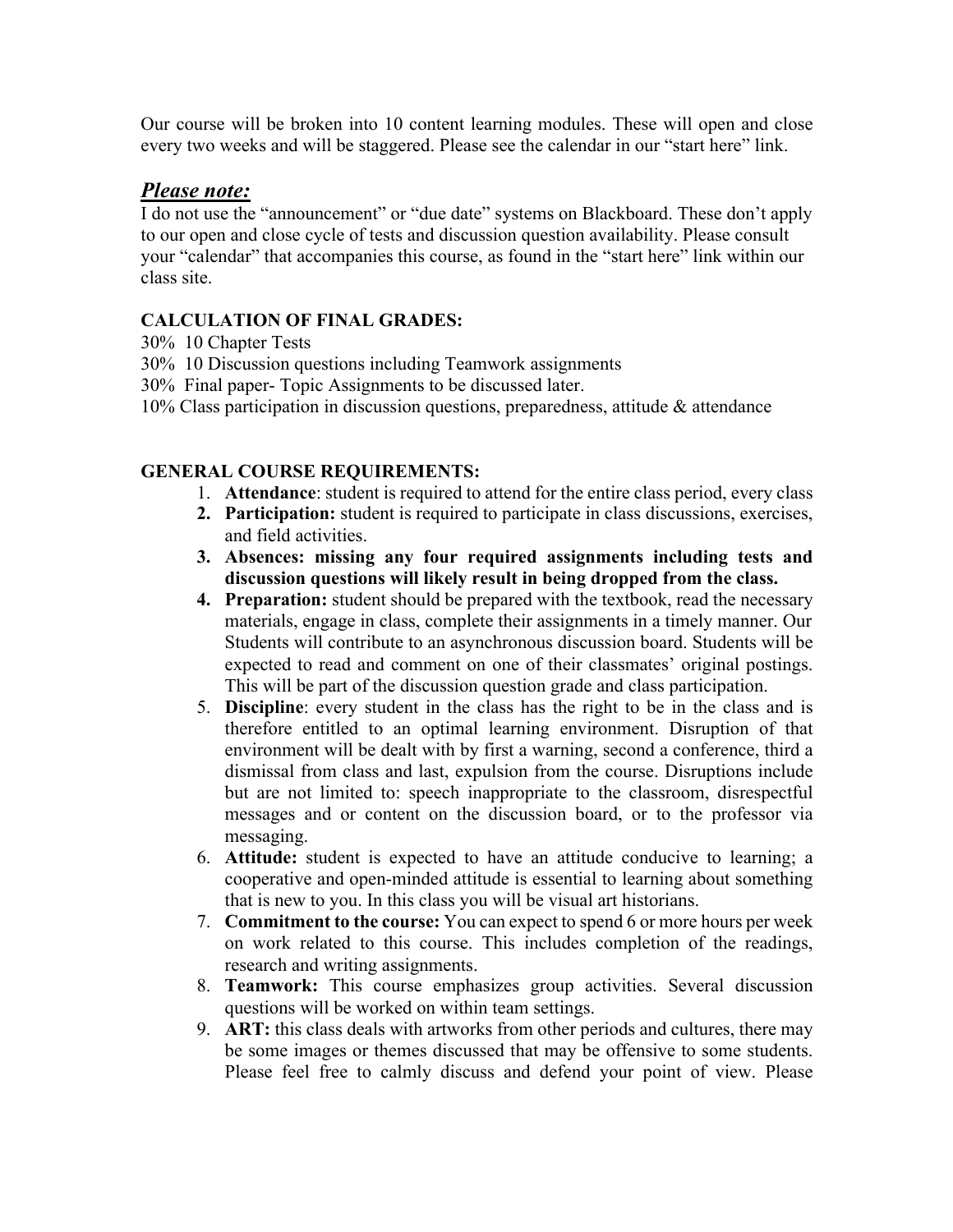Our course will be broken into 10 content learning modules. These will open and close every two weeks and will be staggered. Please see the calendar in our "start here" link.

## ***Please note:***

I do not use the "announcement" or "due date" systems on Blackboard. These don't apply to our open and close cycle of tests and discussion question availability. Please consult your "calendar" that accompanies this course, as found in the "start here" link within our class site.

**CALCULATION OF FINAL GRADES:**

30% 10 Chapter Tests
30% 10 Discussion questions including Teamwork assignments
30% Final paper- Topic Assignments to be discussed later.
10% Class participation in discussion questions, preparedness, attitude & attendance

**GENERAL COURSE REQUIREMENTS:**

1. **Attendance**: student is required to attend for the entire class period, every class
2. **Participation:** student is required to participate in class discussions, exercises, and field activities.
3. **Absences: missing any four required assignments including tests and discussion questions will likely result in being dropped from the class.**
4. **Preparation:** student should be prepared with the textbook, read the necessary materials, engage in class, complete their assignments in a timely manner. Our Students will contribute to an asynchronous discussion board. Students will be expected to read and comment on one of their classmates' original postings. This will be part of the discussion question grade and class participation.
5. **Discipline**: every student in the class has the right to be in the class and is therefore entitled to an optimal learning environment. Disruption of that environment will be dealt with by first a warning, second a conference, third a dismissal from class and last, expulsion from the course. Disruptions include but are not limited to: speech inappropriate to the classroom, disrespectful messages and or content on the discussion board, or to the professor via messaging.
6. **Attitude:** student is expected to have an attitude conducive to learning; a cooperative and open-minded attitude is essential to learning about something that is new to you. In this class you will be visual art historians.
7. **Commitment to the course:** You can expect to spend 6 or more hours per week on work related to this course. This includes completion of the readings, research and writing assignments.
8. **Teamwork:** This course emphasizes group activities. Several discussion questions will be worked on within team settings.
9. **ART:** this class deals with artworks from other periods and cultures, there may be some images or themes discussed that may be offensive to some students. Please feel free to calmly discuss and defend your point of view. Please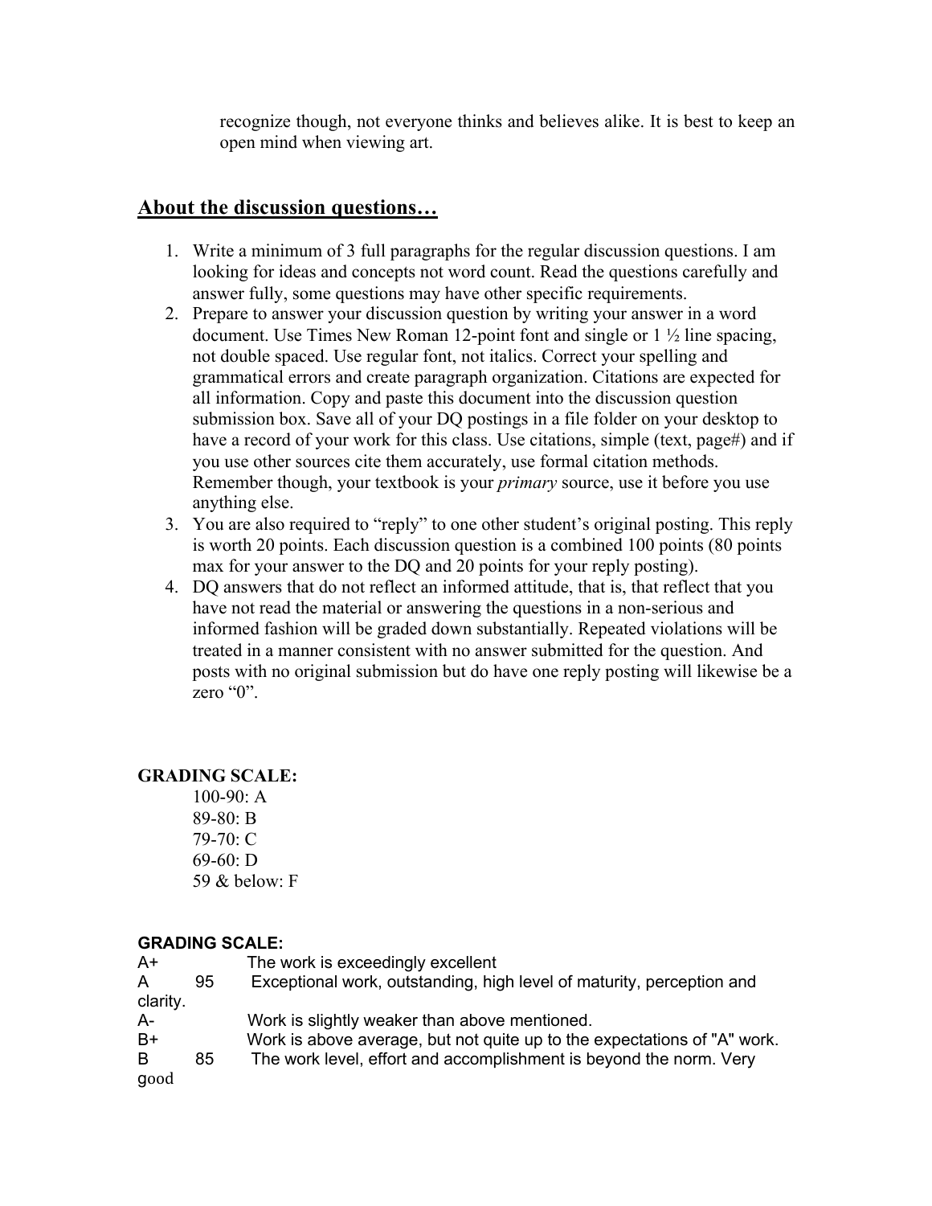recognize though, not everyone thinks and believes alike. It is best to keep an open mind when viewing art.

## About the discussion questions…

1. Write a minimum of 3 full paragraphs for the regular discussion questions. I am looking for ideas and concepts not word count. Read the questions carefully and answer fully, some questions may have other specific requirements.
2. Prepare to answer your discussion question by writing your answer in a word document. Use Times New Roman 12-point font and single or 1 ½ line spacing, not double spaced. Use regular font, not italics. Correct your spelling and grammatical errors and create paragraph organization. Citations are expected for all information. Copy and paste this document into the discussion question submission box. Save all of your DQ postings in a file folder on your desktop to have a record of your work for this class. Use citations, simple (text, page#) and if you use other sources cite them accurately, use formal citation methods. Remember though, your textbook is your *primary* source, use it before you use anything else.
3. You are also required to "reply" to one other student's original posting. This reply is worth 20 points. Each discussion question is a combined 100 points (80 points max for your answer to the DQ and 20 points for your reply posting).
4. DQ answers that do not reflect an informed attitude, that is, that reflect that you have not read the material or answering the questions in a non-serious and informed fashion will be graded down substantially. Repeated violations will be treated in a manner consistent with no answer submitted for the question. And posts with no original submission but do have one reply posting will likewise be a zero "0".

**GRADING SCALE:**

100-90: A
89-80: B
79-70: C
69-60: D
59 & below: F

**GRADING SCALE:**

| | | |
|---|---|---|
| A+ | | The work is exceedingly excellent |
| A | 95 | Exceptional work, outstanding, high level of maturity, perception and clarity. |
| A- | | Work is slightly weaker than above mentioned. |
| B+ | | Work is above average, but not quite up to the expectations of "A" work. |
| B | 85 | The work level, effort and accomplishment is beyond the norm. Very good |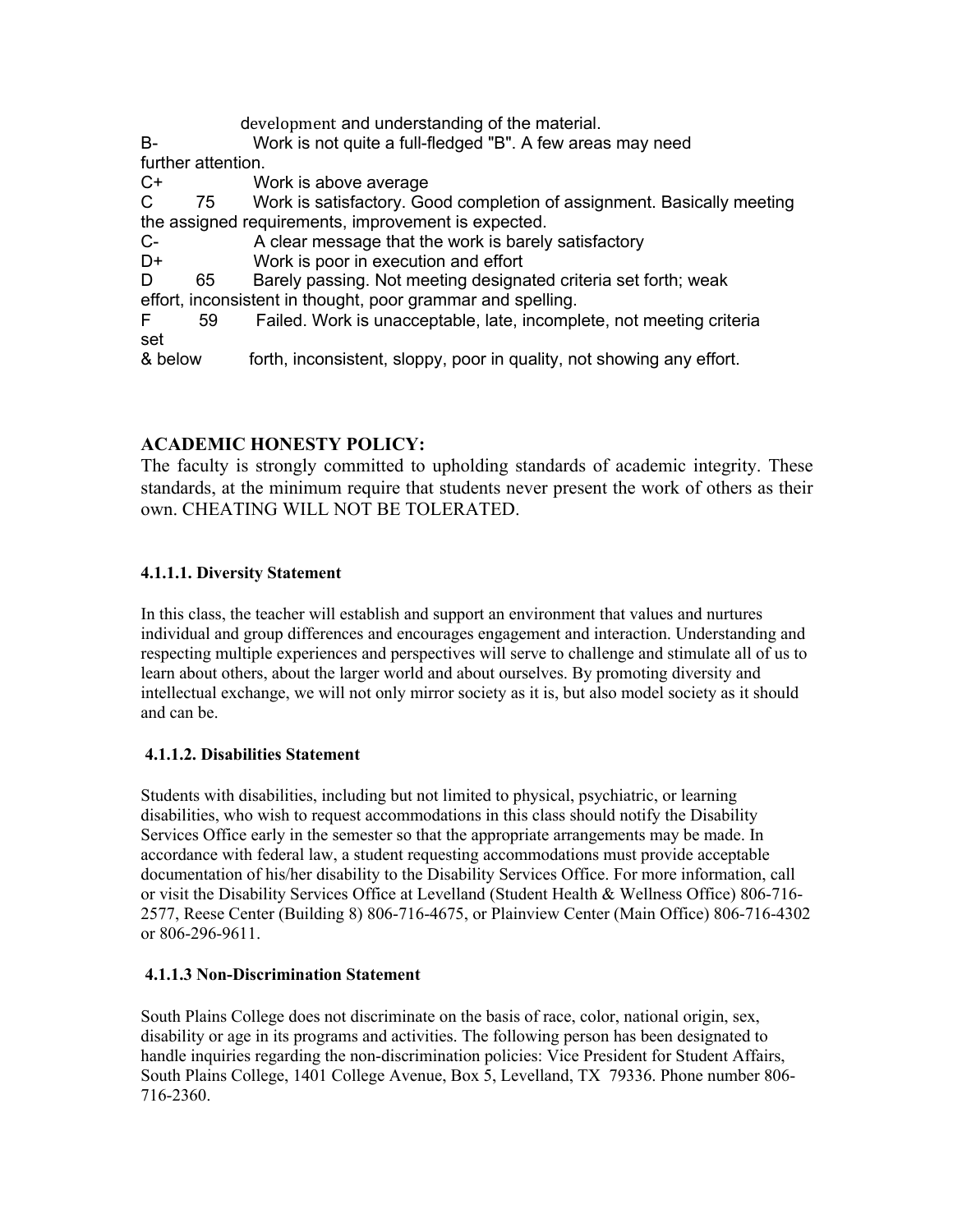development and understanding of the material.

| | | |
|---|---|---|
| B- | | Work is not quite a full-fledged "B". A few areas may need further attention. |
| C+ | | Work is above average |
| C | 75 | Work is satisfactory. Good completion of assignment. Basically meeting the assigned requirements, improvement is expected. |
| C- | | A clear message that the work is barely satisfactory |
| D+ | | Work is poor in execution and effort |
| D | 65 | Barely passing. Not meeting designated criteria set forth; weak effort, inconsistent in thought, poor grammar and spelling. |
| F & below | 59 | Failed. Work is unacceptable, late, incomplete, not meeting criteria set forth, inconsistent, sloppy, poor in quality, not showing any effort. |

## ACADEMIC HONESTY POLICY:

The faculty is strongly committed to upholding standards of academic integrity. These standards, at the minimum require that students never present the work of others as their own. CHEATING WILL NOT BE TOLERATED.

### 4.1.1.1. Diversity Statement

In this class, the teacher will establish and support an environment that values and nurtures individual and group differences and encourages engagement and interaction. Understanding and respecting multiple experiences and perspectives will serve to challenge and stimulate all of us to learn about others, about the larger world and about ourselves. By promoting diversity and intellectual exchange, we will not only mirror society as it is, but also model society as it should and can be.

### 4.1.1.2. Disabilities Statement

Students with disabilities, including but not limited to physical, psychiatric, or learning disabilities, who wish to request accommodations in this class should notify the Disability Services Office early in the semester so that the appropriate arrangements may be made. In accordance with federal law, a student requesting accommodations must provide acceptable documentation of his/her disability to the Disability Services Office. For more information, call or visit the Disability Services Office at Levelland (Student Health & Wellness Office) 806-716-2577, Reese Center (Building 8) 806-716-4675, or Plainview Center (Main Office) 806-716-4302 or 806-296-9611.

### 4.1.1.3 Non-Discrimination Statement

South Plains College does not discriminate on the basis of race, color, national origin, sex, disability or age in its programs and activities. The following person has been designated to handle inquiries regarding the non-discrimination policies: Vice President for Student Affairs, South Plains College, 1401 College Avenue, Box 5, Levelland, TX 79336. Phone number 806-716-2360.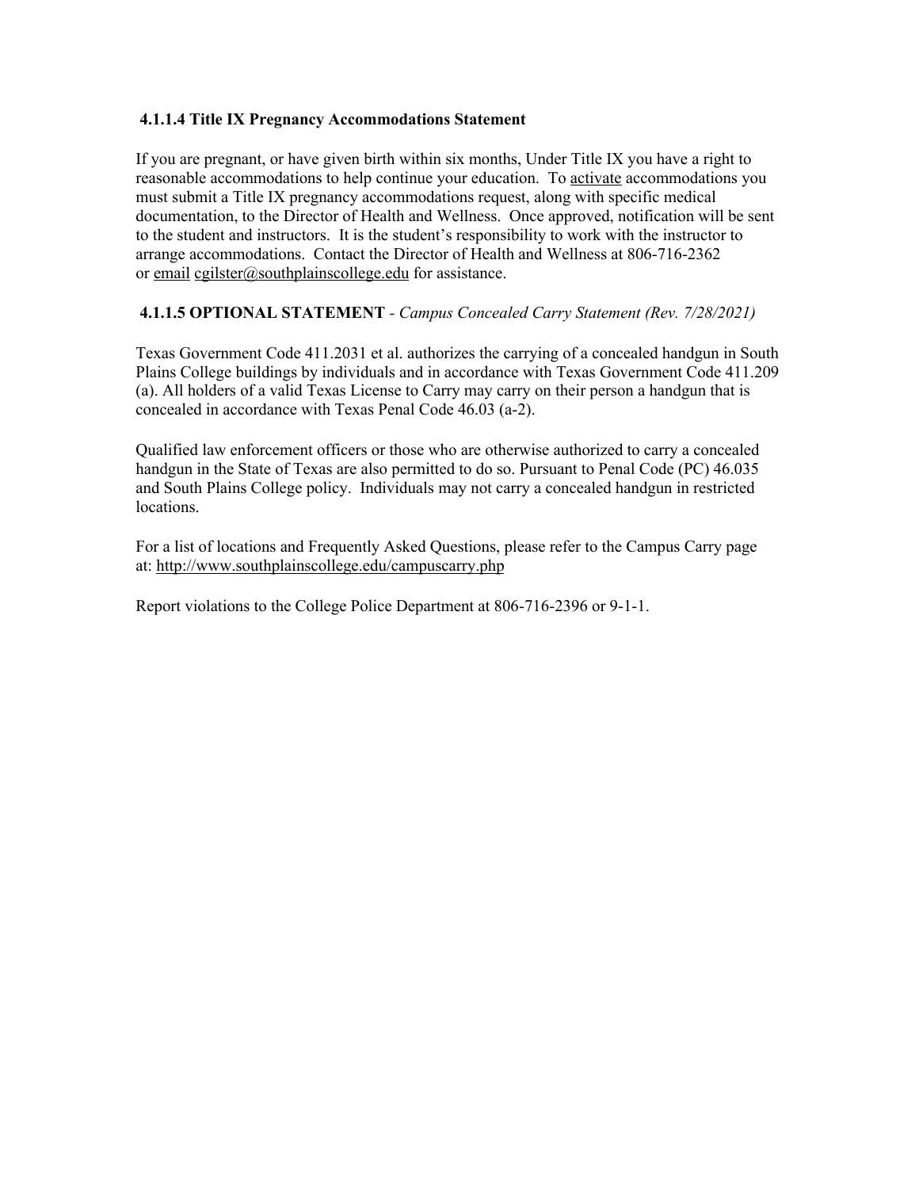### 4.1.1.4 Title IX Pregnancy Accommodations Statement

If you are pregnant, or have given birth within six months, Under Title IX you have a right to reasonable accommodations to help continue your education. To activate accommodations you must submit a Title IX pregnancy accommodations request, along with specific medical documentation, to the Director of Health and Wellness. Once approved, notification will be sent to the student and instructors. It is the student's responsibility to work with the instructor to arrange accommodations. Contact the Director of Health and Wellness at 806-716-2362 or email cgilster@southplainscollege.edu for assistance.

### 4.1.1.5 OPTIONAL STATEMENT - *Campus Concealed Carry Statement (Rev. 7/28/2021)*

Texas Government Code 411.2031 et al. authorizes the carrying of a concealed handgun in South Plains College buildings by individuals and in accordance with Texas Government Code 411.209 (a). All holders of a valid Texas License to Carry may carry on their person a handgun that is concealed in accordance with Texas Penal Code 46.03 (a-2).

Qualified law enforcement officers or those who are otherwise authorized to carry a concealed handgun in the State of Texas are also permitted to do so. Pursuant to Penal Code (PC) 46.035 and South Plains College policy. Individuals may not carry a concealed handgun in restricted locations.

For a list of locations and Frequently Asked Questions, please refer to the Campus Carry page at: http://www.southplainscollege.edu/campuscarry.php

Report violations to the College Police Department at 806-716-2396 or 9-1-1.